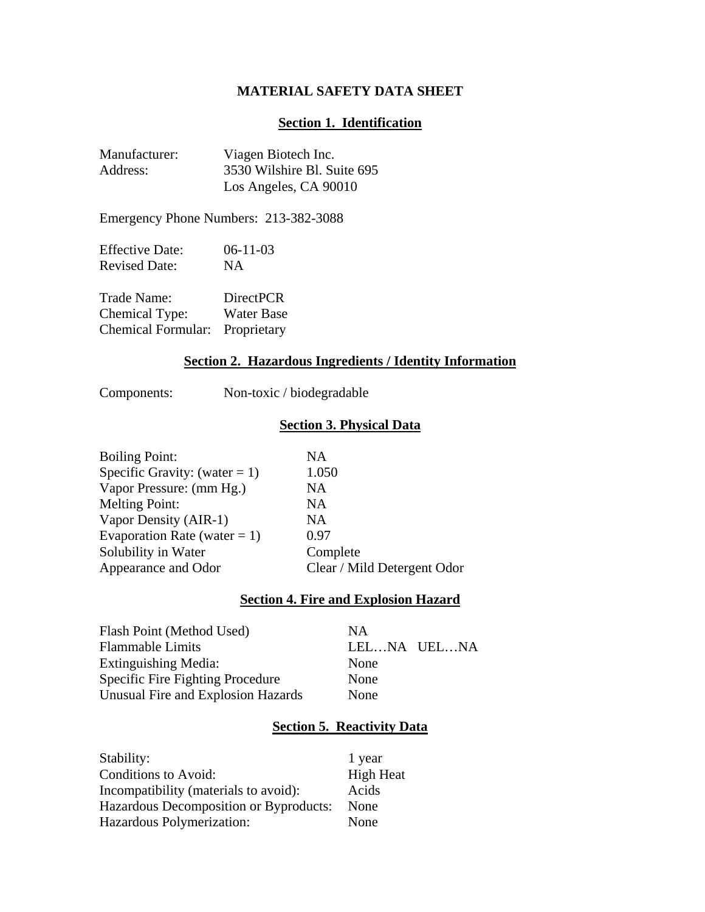# MATERIAL SAFETY DATA SHEET

## Section 1. Identification

| | |
|---|---|
| Manufacturer: | Viagen Biotech Inc. |
| Address: | 3530 Wilshire Bl. Suite 695<br>Los Angeles, CA 90010 |

Emergency Phone Numbers: 213-382-3088

| | |
|---|---|
| Effective Date: | 06-11-03 |
| Revised Date: | NA |

| | |
|---|---|
| Trade Name: | DirectPCR |
| Chemical Type: | Water Base |
| Chemical Formular: | Proprietary |

## Section 2. Hazardous Ingredients / Identity Information

Components: Non-toxic / biodegradable

## Section 3. Physical Data

| | |
|---|---|
| Boiling Point: | NA |
| Specific Gravity: (water = 1) | 1.050 |
| Vapor Pressure: (mm Hg.) | NA |
| Melting Point: | NA |
| Vapor Density (AIR-1) | NA |
| Evaporation Rate (water = 1) | 0.97 |
| Solubility in Water | Complete |
| Appearance and Odor | Clear / Mild Detergent Odor |

## Section 4. Fire and Explosion Hazard

| | |
|---|---|
| Flash Point (Method Used) | NA |
| Flammable Limits | LEL…NA UEL…NA |
| Extinguishing Media: | None |
| Specific Fire Fighting Procedure | None |
| Unusual Fire and Explosion Hazards | None |

## Section 5. Reactivity Data

| | |
|---|---|
| Stability: | 1 year |
| Conditions to Avoid: | High Heat |
| Incompatibility (materials to avoid): | Acids |
| Hazardous Decomposition or Byproducts: | None |
| Hazardous Polymerization: | None |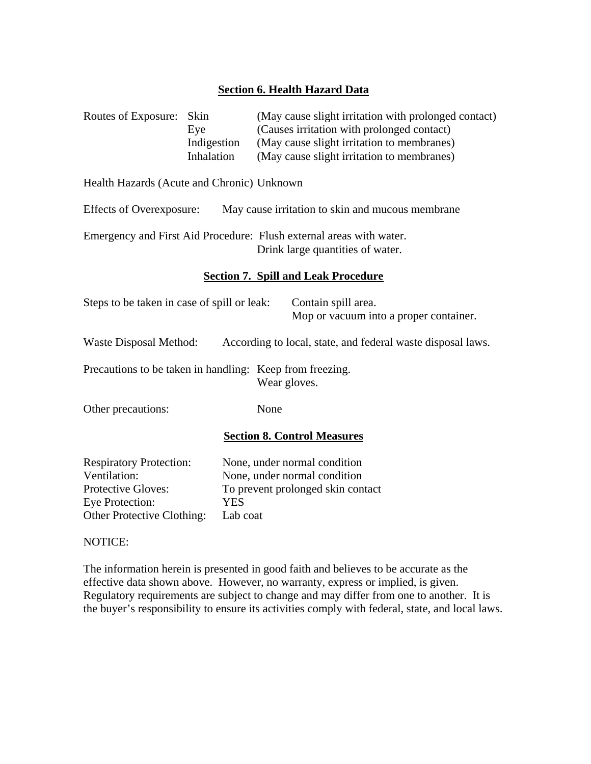## Section 6. Health Hazard Data

| | | |
|---|---|---|
| Routes of Exposure: | Skin | (May cause slight irritation with prolonged contact) |
| | Eye | (Causes irritation with prolonged contact) |
| | Indigestion | (May cause slight irritation to membranes) |
| | Inhalation | (May cause slight irritation to membranes) |

Health Hazards (Acute and Chronic) Unknown

Effects of Overexposure: May cause irritation to skin and mucous membrane

Emergency and First Aid Procedure: Flush external areas with water.
Drink large quantities of water.

## Section 7. Spill and Leak Procedure

Steps to be taken in case of spill or leak: Contain spill area.
Mop or vacuum into a proper container.

Waste Disposal Method: According to local, state, and federal waste disposal laws.

Precautions to be taken in handling: Keep from freezing.
Wear gloves.

Other precautions: None

## Section 8. Control Measures

| | |
|---|---|
| Respiratory Protection: | None, under normal condition |
| Ventilation: | None, under normal condition |
| Protective Gloves: | To prevent prolonged skin contact |
| Eye Protection: | YES |
| Other Protective Clothing: | Lab coat |

NOTICE:

The information herein is presented in good faith and believes to be accurate as the effective data shown above. However, no warranty, express or implied, is given. Regulatory requirements are subject to change and may differ from one to another. It is the buyer's responsibility to ensure its activities comply with federal, state, and local laws.